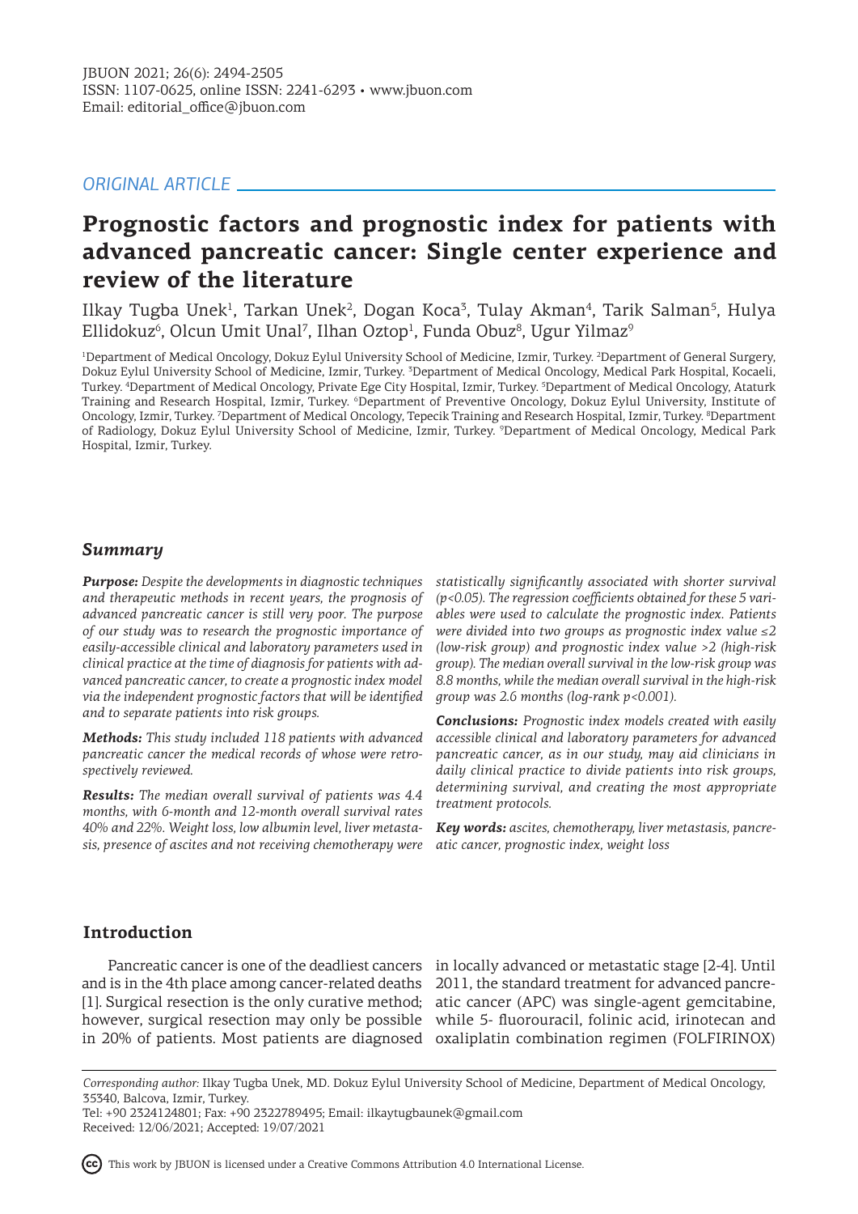*ORIGINAL ARTICLE*

# Prognostic factors and prognostic index for patients with advanced pancreatic cancer: Single center experience and review of the literature

Ilkay Tugba Unek[1], Tarkan Unek[2], Dogan Koca[3], Tulay Akman[4], Tarik Salman[5], Hulya Ellidokuz[6], Olcun Umit Unal[7], Ilhan Oztop[1], Funda Obuz[8], Ugur Yilmaz[9]

[1]Department of Medical Oncology, Dokuz Eylul University School of Medicine, Izmir, Turkey. [2]Department of General Surgery, Dokuz Eylul University School of Medicine, Izmir, Turkey. [3]Department of Medical Oncology, Medical Park Hospital, Kocaeli, Turkey. [4]Department of Medical Oncology, Private Ege City Hospital, Izmir, Turkey. [5]Department of Medical Oncology, Ataturk Training and Research Hospital, Izmir, Turkey. [6]Department of Preventive Oncology, Dokuz Eylul University, Institute of Oncology, Izmir, Turkey. [7]Department of Medical Oncology, Tepecik Training and Research Hospital, Izmir, Turkey. [8]Department of Radiology, Dokuz Eylul University School of Medicine, Izmir, Turkey. [9]Department of Medical Oncology, Medical Park Hospital, Izmir, Turkey.

## *Summary*

***Purpose:*** *Despite the developments in diagnostic techniques and therapeutic methods in recent years, the prognosis of advanced pancreatic cancer is still very poor. The purpose of our study was to research the prognostic importance of easily-accessible clinical and laboratory parameters used in clinical practice at the time of diagnosis for patients with advanced pancreatic cancer, to create a prognostic index model via the independent prognostic factors that will be identified and to separate patients into risk groups.*

***Methods:*** *This study included 118 patients with advanced pancreatic cancer the medical records of whose were retrospectively reviewed.*

***Results:*** *The median overall survival of patients was 4.4 months, with 6-month and 12-month overall survival rates 40% and 22%. Weight loss, low albumin level, liver metastasis, presence of ascites and not receiving chemotherapy were statistically significantly associated with shorter survival ($p<0.05$). The regression coefficients obtained for these 5 variables were used to calculate the prognostic index. Patients were divided into two groups as prognostic index value ≤2 (low-risk group) and prognostic index value >2 (high-risk group). The median overall survival in the low-risk group was 8.8 months, while the median overall survival in the high-risk group was 2.6 months (log-rank $p<0.001$).*

***Conclusions:*** *Prognostic index models created with easily accessible clinical and laboratory parameters for advanced pancreatic cancer, as in our study, may aid clinicians in daily clinical practice to divide patients into risk groups, determining survival, and creating the most appropriate treatment protocols.*

***Key words:*** *ascites, chemotherapy, liver metastasis, pancreatic cancer, prognostic index, weight loss*

## Introduction

Pancreatic cancer is one of the deadliest cancers and is in the 4th place among cancer-related deaths [1]. Surgical resection is the only curative method; however, surgical resection may only be possible in 20% of patients. Most patients are diagnosed in locally advanced or metastatic stage [2-4]. Until 2011, the standard treatment for advanced pancreatic cancer (APC) was single-agent gemcitabine, while 5- fluorouracil, folinic acid, irinotecan and oxaliplatin combination regimen (FOLFIRINOX)

*Corresponding author:* Ilkay Tugba Unek, MD. Dokuz Eylul University School of Medicine, Department of Medical Oncology, 35340, Balcova, Izmir, Turkey.
Tel: +90 2324124801; Fax: +90 2322789495; Email: ilkaytugbaunek@gmail.com
Received: 12/06/2021; Accepted: 19/07/2021

This work by JBUON is licensed under a Creative Commons Attribution 4.0 International License.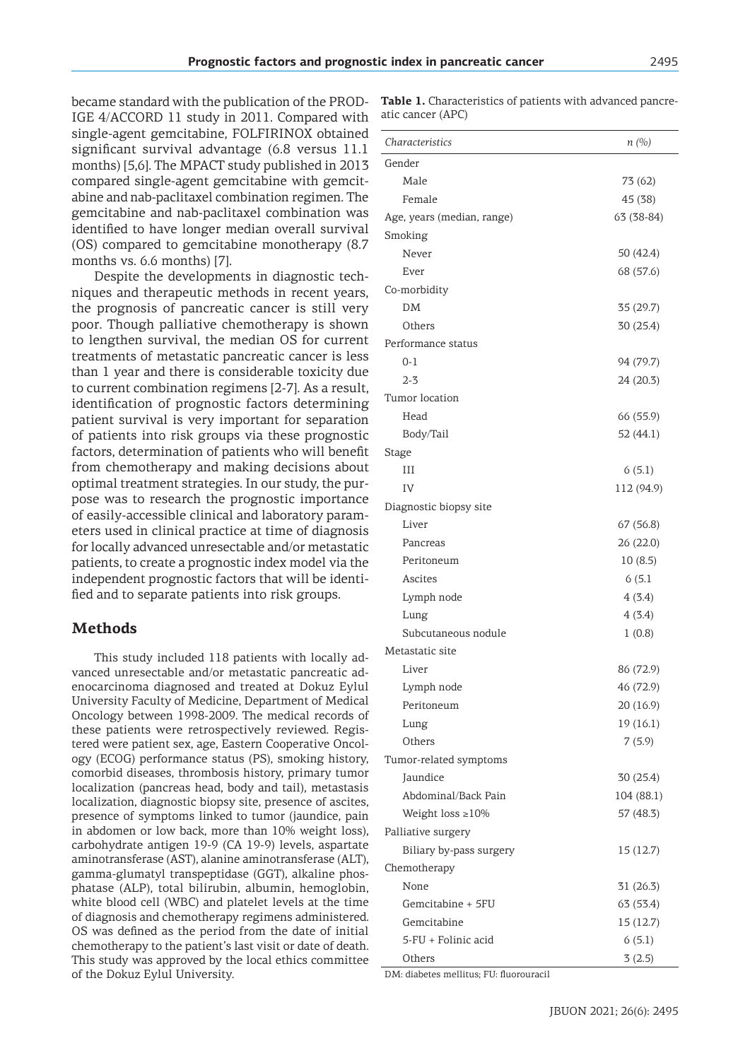became standard with the publication of the PRODIGE 4/ACCORD 11 study in 2011. Compared with single-agent gemcitabine, FOLFIRINOX obtained significant survival advantage (6.8 versus 11.1 months) [5,6]. The MPACT study published in 2013 compared single-agent gemcitabine with gemcitabine and nab-paclitaxel combination regimen. The gemcitabine and nab-paclitaxel combination was identified to have longer median overall survival (OS) compared to gemcitabine monotherapy (8.7 months vs. 6.6 months) [7].

Despite the developments in diagnostic techniques and therapeutic methods in recent years, the prognosis of pancreatic cancer is still very poor. Though palliative chemotherapy is shown to lengthen survival, the median OS for current treatments of metastatic pancreatic cancer is less than 1 year and there is considerable toxicity due to current combination regimens [2-7]. As a result, identification of prognostic factors determining patient survival is very important for separation of patients into risk groups via these prognostic factors, determination of patients who will benefit from chemotherapy and making decisions about optimal treatment strategies. In our study, the purpose was to research the prognostic importance of easily-accessible clinical and laboratory parameters used in clinical practice at time of diagnosis for locally advanced unresectable and/or metastatic patients, to create a prognostic index model via the independent prognostic factors that will be identified and to separate patients into risk groups.

## Methods

This study included 118 patients with locally advanced unresectable and/or metastatic pancreatic adenocarcinoma diagnosed and treated at Dokuz Eylul University Faculty of Medicine, Department of Medical Oncology between 1998-2009. The medical records of these patients were retrospectively reviewed. Registered were patient sex, age, Eastern Cooperative Oncology (ECOG) performance status (PS), smoking history, comorbid diseases, thrombosis history, primary tumor localization (pancreas head, body and tail), metastasis localization, diagnostic biopsy site, presence of ascites, presence of symptoms linked to tumor (jaundice, pain in abdomen or low back, more than 10% weight loss), carbohydrate antigen 19-9 (CA 19-9) levels, aspartate aminotransferase (AST), alanine aminotransferase (ALT), gamma-glumatyl transpeptidase (GGT), alkaline phosphatase (ALP), total bilirubin, albumin, hemoglobin, white blood cell (WBC) and platelet levels at the time of diagnosis and chemotherapy regimens administered. OS was defined as the period from the date of initial chemotherapy to the patient's last visit or date of death. This study was approved by the local ethics committee of the Dokuz Eylul University.

**Table 1.** Characteristics of patients with advanced pancreatic cancer (APC)

| *Characteristics* | *n (%)* |
|---|---|
| Gender | |
| Male | 73 (62) |
| Female | 45 (38) |
| Age, years (median, range) | 63 (38-84) |
| Smoking | |
| Never | 50 (42.4) |
| Ever | 68 (57.6) |
| Co-morbidity | |
| DM | 35 (29.7) |
| Others | 30 (25.4) |
| Performance status | |
| 0-1 | 94 (79.7) |
| 2-3 | 24 (20.3) |
| Tumor location | |
| Head | 66 (55.9) |
| Body/Tail | 52 (44.1) |
| Stage | |
| III | 6 (5.1) |
| IV | 112 (94.9) |
| Diagnostic biopsy site | |
| Liver | 67 (56.8) |
| Pancreas | 26 (22.0) |
| Peritoneum | 10 (8.5) |
| Ascites | 6 (5.1 |
| Lymph node | 4 (3.4) |
| Lung | 4 (3.4) |
| Subcutaneous nodule | 1 (0.8) |
| Metastatic site | |
| Liver | 86 (72.9) |
| Lymph node | 46 (72.9) |
| Peritoneum | 20 (16.9) |
| Lung | 19 (16.1) |
| Others | 7 (5.9) |
| Tumor-related symptoms | |
| Jaundice | 30 (25.4) |
| Abdominal/Back Pain | 104 (88.1) |
| Weight loss ≥10% | 57 (48.3) |
| Palliative surgery | |
| Biliary by-pass surgery | 15 (12.7) |
| Chemotherapy | |
| None | 31 (26.3) |
| Gemcitabine + 5FU | 63 (53.4) |
| Gemcitabine | 15 (12.7) |
| 5-FU + Folinic acid | 6 (5.1) |
| Others | 3 (2.5) |

DM: diabetes mellitus; FU: fluorouracil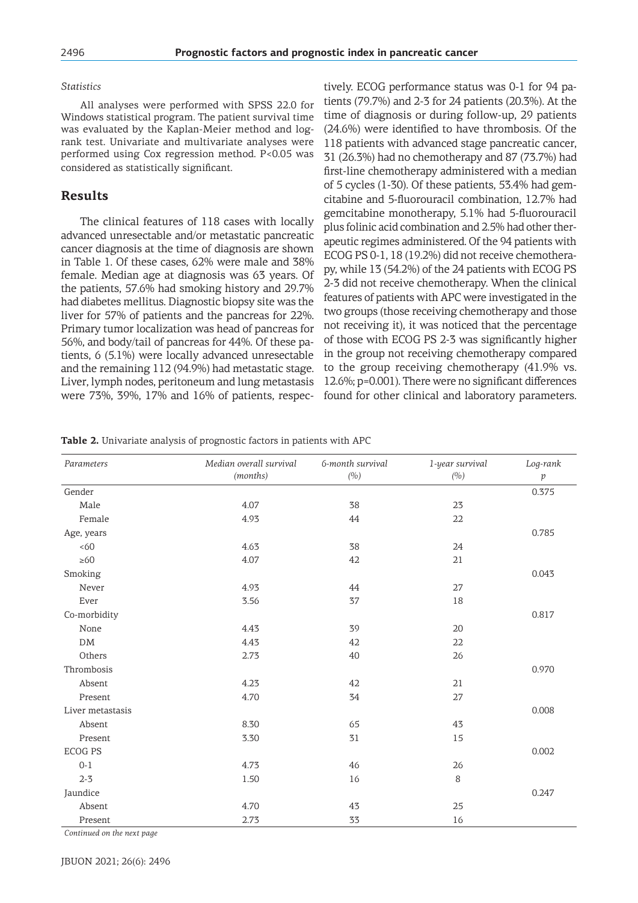*Statistics*

All analyses were performed with SPSS 22.0 for Windows statistical program. The patient survival time was evaluated by the Kaplan-Meier method and log-rank test. Univariate and multivariate analyses were performed using Cox regression method. P<0.05 was considered as statistically significant.

## Results

The clinical features of 118 cases with locally advanced unresectable and/or metastatic pancreatic cancer diagnosis at the time of diagnosis are shown in Table 1. Of these cases, 62% were male and 38% female. Median age at diagnosis was 63 years. Of the patients, 57.6% had smoking history and 29.7% had diabetes mellitus. Diagnostic biopsy site was the liver for 57% of patients and the pancreas for 22%. Primary tumor localization was head of pancreas for 56%, and body/tail of pancreas for 44%. Of these patients, 6 (5.1%) were locally advanced unresectable and the remaining 112 (94.9%) had metastatic stage. Liver, lymph nodes, peritoneum and lung metastasis were 73%, 39%, 17% and 16% of patients, respectively. ECOG performance status was 0-1 for 94 patients (79.7%) and 2-3 for 24 patients (20.3%). At the time of diagnosis or during follow-up, 29 patients (24.6%) were identified to have thrombosis. Of the 118 patients with advanced stage pancreatic cancer, 31 (26.3%) had no chemotherapy and 87 (73.7%) had first-line chemotherapy administered with a median of 5 cycles (1-30). Of these patients, 53.4% had gemcitabine and 5-fluorouracil combination, 12.7% had gemcitabine monotherapy, 5.1% had 5-fluorouracil plus folinic acid combination and 2.5% had other therapeutic regimes administered. Of the 94 patients with ECOG PS 0-1, 18 (19.2%) did not receive chemotherapy, while 13 (54.2%) of the 24 patients with ECOG PS 2-3 did not receive chemotherapy. When the clinical features of patients with APC were investigated in the two groups (those receiving chemotherapy and those not receiving it), it was noticed that the percentage of those with ECOG PS 2-3 was significantly higher in the group not receiving chemotherapy compared to the group receiving chemotherapy (41.9% vs. 12.6%; p=0.001). There were no significant differences found for other clinical and laboratory parameters.

**Table 2.** Univariate analysis of prognostic factors in patients with APC

| *Parameters* | *Median overall survival (months)* | *6-month survival (%)* | *1-year survival (%)* | *Log-rank p* |
|---|---|---|---|---|
| Gender | | | | 0.375 |
| Male | 4.07 | 38 | 23 | |
| Female | 4.93 | 44 | 22 | |
| Age, years | | | | 0.785 |
| <60 | 4.63 | 38 | 24 | |
| ≥60 | 4.07 | 42 | 21 | |
| Smoking | | | | 0.043 |
| Never | 4.93 | 44 | 27 | |
| Ever | 3.56 | 37 | 18 | |
| Co-morbidity | | | | 0.817 |
| None | 4.43 | 39 | 20 | |
| DM | 4.43 | 42 | 22 | |
| Others | 2.73 | 40 | 26 | |
| Thrombosis | | | | 0.970 |
| Absent | 4.23 | 42 | 21 | |
| Present | 4.70 | 34 | 27 | |
| Liver metastasis | | | | 0.008 |
| Absent | 8.30 | 65 | 43 | |
| Present | 3.30 | 31 | 15 | |
| ECOG PS | | | | 0.002 |
| 0-1 | 4.73 | 46 | 26 | |
| 2-3 | 1.50 | 16 | 8 | |
| Jaundice | | | | 0.247 |
| Absent | 4.70 | 43 | 25 | |
| Present | 2.73 | 33 | 16 | |

*Continued on the next page*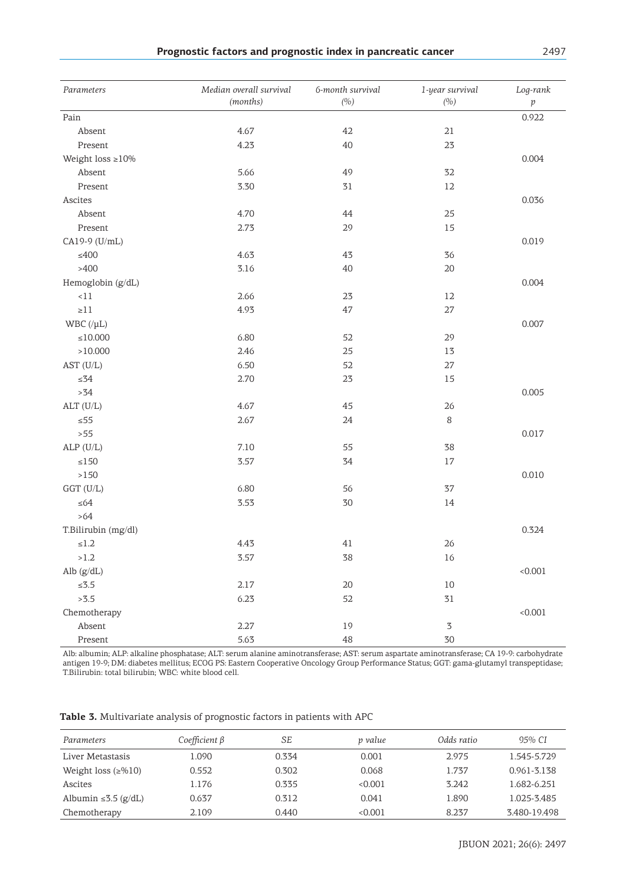| Parameters | Median overall survival (months) | 6-month survival (%) | 1-year survival (%) | Log-rank p |
|---|---|---|---|---|
| Pain | | | | 0.922 |
| Absent | 4.67 | 42 | 21 | |
| Present | 4.23 | 40 | 23 | |
| Weight loss ≥10% | | | | 0.004 |
| Absent | 5.66 | 49 | 32 | |
| Present | 3.30 | 31 | 12 | |
| Ascites | | | | 0.036 |
| Absent | 4.70 | 44 | 25 | |
| Present | 2.73 | 29 | 15 | |
| CA19-9 (U/mL) | | | | 0.019 |
| ≤400 | 4.63 | 43 | 36 | |
| >400 | 3.16 | 40 | 20 | |
| Hemoglobin (g/dL) | | | | 0.004 |
| <11 | 2.66 | 23 | 12 | |
| ≥11 | 4.93 | 47 | 27 | |
| WBC (/μL) | | | | 0.007 |
| ≤10.000 | 6.80 | 52 | 29 | |
| >10.000 | 2.46 | 25 | 13 | |
| AST (U/L) | 6.50 | 52 | 27 | |
| ≤34 | 2.70 | 23 | 15 | |
| >34 | | | | 0.005 |
| ALT (U/L) | 4.67 | 45 | 26 | |
| ≤55 | 2.67 | 24 | 8 | |
| >55 | | | | 0.017 |
| ALP (U/L) | 7.10 | 55 | 38 | |
| ≤150 | 3.57 | 34 | 17 | |
| >150 | | | | 0.010 |
| GGT (U/L) | 6.80 | 56 | 37 | |
| ≤64 | 3.53 | 30 | 14 | |
| >64 | | | | |
| T.Bilirubin (mg/dl) | | | | 0.324 |
| ≤1.2 | 4.43 | 41 | 26 | |
| >1.2 | 3.57 | 38 | 16 | |
| Alb (g/dL) | | | | <0.001 |
| ≤3.5 | 2.17 | 20 | 10 | |
| >3.5 | 6.23 | 52 | 31 | |
| Chemotherapy | | | | <0.001 |
| Absent | 2.27 | 19 | 3 | |
| Present | 5.63 | 48 | 30 | |

Alb: albumin; ALP: alkaline phosphatase; ALT: serum alanine aminotransferase; AST: serum aspartate aminotransferase; CA 19-9: carbohydrate antigen 19-9; DM: diabetes mellitus; ECOG PS: Eastern Cooperative Oncology Group Performance Status; GGT: gama-glutamyl transpeptidase; T.Bilirubin: total bilirubin; WBC: white blood cell.

**Table 3.** Multivariate analysis of prognostic factors in patients with APC

| Parameters | Coefficient β | SE | p value | Odds ratio | 95% CI |
|---|---|---|---|---|---|
| Liver Metastasis | 1.090 | 0.334 | 0.001 | 2.975 | 1.545-5.729 |
| Weight loss (≥%10) | 0.552 | 0.302 | 0.068 | 1.737 | 0.961-3.138 |
| Ascites | 1.176 | 0.335 | <0.001 | 3.242 | 1.682-6.251 |
| Albumin ≤3.5 (g/dL) | 0.637 | 0.312 | 0.041 | 1.890 | 1.025-3.485 |
| Chemotherapy | 2.109 | 0.440 | <0.001 | 8.237 | 3.480-19.498 |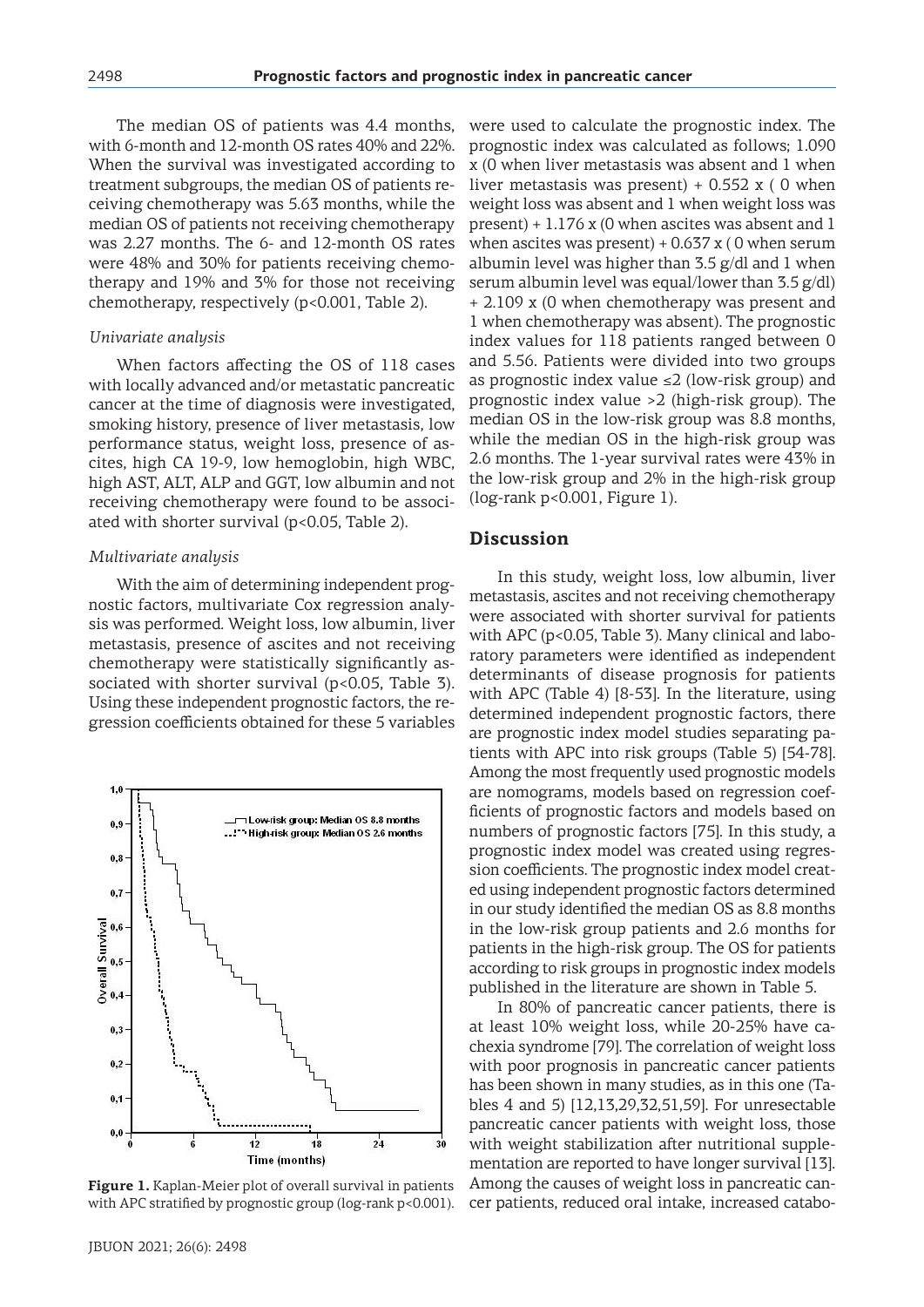The median OS of patients was 4.4 months, with 6-month and 12-month OS rates 40% and 22%. When the survival was investigated according to treatment subgroups, the median OS of patients receiving chemotherapy was 5.63 months, while the median OS of patients not receiving chemotherapy was 2.27 months. The 6- and 12-month OS rates were 48% and 30% for patients receiving chemotherapy and 19% and 3% for those not receiving chemotherapy, respectively ($p<0.001$, Table 2).

*Univariate analysis*

When factors affecting the OS of 118 cases with locally advanced and/or metastatic pancreatic cancer at the time of diagnosis were investigated, smoking history, presence of liver metastasis, low performance status, weight loss, presence of ascites, high CA 19-9, low hemoglobin, high WBC, high AST, ALT, ALP and GGT, low albumin and not receiving chemotherapy were found to be associated with shorter survival ($p<0.05$, Table 2).

*Multivariate analysis*

With the aim of determining independent prognostic factors, multivariate Cox regression analysis was performed. Weight loss, low albumin, liver metastasis, presence of ascites and not receiving chemotherapy were statistically significantly associated with shorter survival ($p<0.05$, Table 3). Using these independent prognostic factors, the regression coefficients obtained for these 5 variables were used to calculate the prognostic index. The prognostic index was calculated as follows; 1.090 x (0 when liver metastasis was absent and 1 when liver metastasis was present) + 0.552 x ( 0 when weight loss was absent and 1 when weight loss was present) + 1.176 x (0 when ascites was absent and 1 when ascites was present) + 0.637 x ( 0 when serum albumin level was higher than 3.5 g/dl and 1 when serum albumin level was equal/lower than 3.5 g/dl) + 2.109 x (0 when chemotherapy was present and 1 when chemotherapy was absent). The prognostic index values for 118 patients ranged between 0 and 5.56. Patients were divided into two groups as prognostic index value ≤2 (low-risk group) and prognostic index value >2 (high-risk group). The median OS in the low-risk group was 8.8 months, while the median OS in the high-risk group was 2.6 months. The 1-year survival rates were 43% in the low-risk group and 2% in the high-risk group (log-rank $p<0.001$, Figure 1).

**Figure 1.** Kaplan-Meier plot of overall survival in patients with APC stratified by prognostic group (log-rank $p<0.001$).

## Discussion

In this study, weight loss, low albumin, liver metastasis, ascites and not receiving chemotherapy were associated with shorter survival for patients with APC ($p<0.05$, Table 3). Many clinical and laboratory parameters were identified as independent determinants of disease prognosis for patients with APC (Table 4) [8-53]. In the literature, using determined independent prognostic factors, there are prognostic index model studies separating patients with APC into risk groups (Table 5) [54-78]. Among the most frequently used prognostic models are nomograms, models based on regression coefficients of prognostic factors and models based on numbers of prognostic factors [75]. In this study, a prognostic index model was created using regression coefficients. The prognostic index model created using independent prognostic factors determined in our study identified the median OS as 8.8 months in the low-risk group patients and 2.6 months for patients in the high-risk group. The OS for patients according to risk groups in prognostic index models published in the literature are shown in Table 5.

In 80% of pancreatic cancer patients, there is at least 10% weight loss, while 20-25% have cachexia syndrome [79]. The correlation of weight loss with poor prognosis in pancreatic cancer patients has been shown in many studies, as in this one (Tables 4 and 5) [12,13,29,32,51,59]. For unresectable pancreatic cancer patients with weight loss, those with weight stabilization after nutritional supplementation are reported to have longer survival [13]. Among the causes of weight loss in pancreatic cancer patients, reduced oral intake, increased catabo-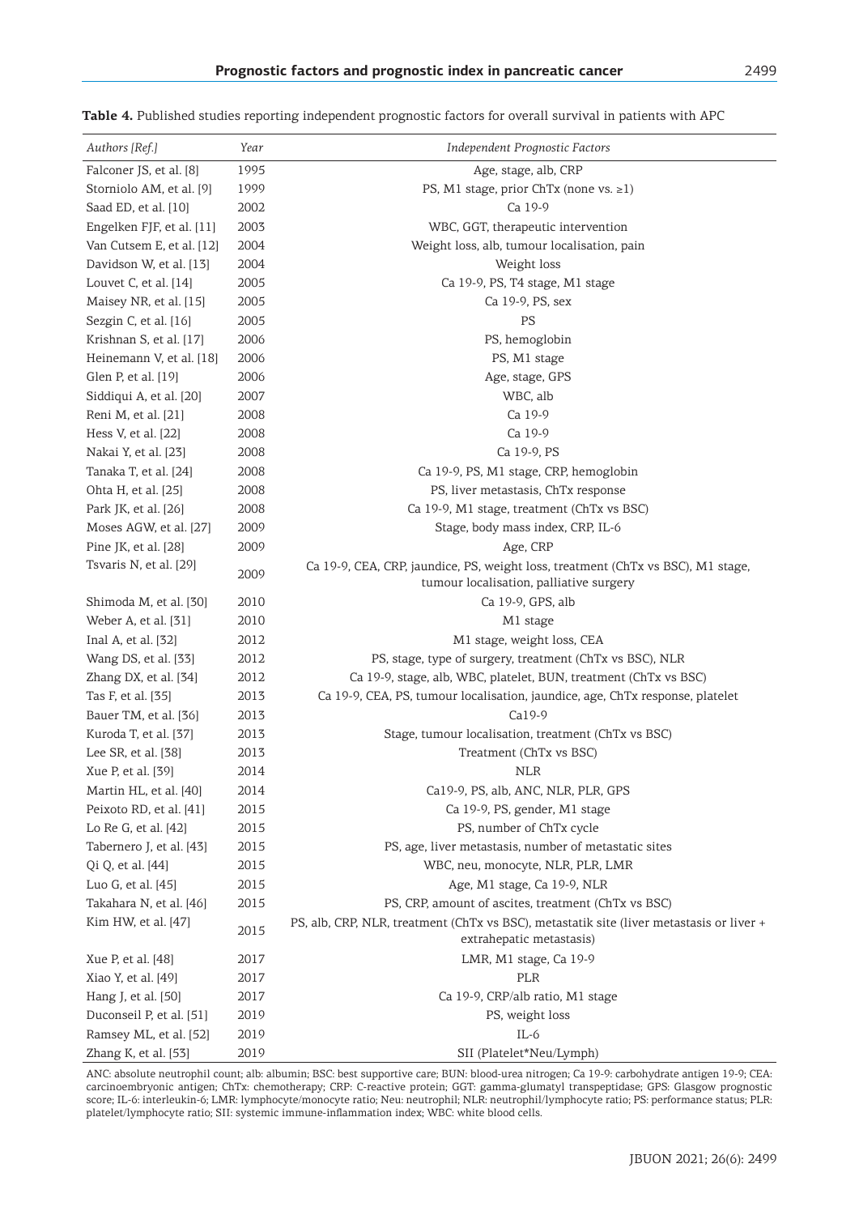**Table 4.** Published studies reporting independent prognostic factors for overall survival in patients with APC

| *Authors [Ref.]* | *Year* | *Independent Prognostic Factors* |
|---|---|---|
| Falconer JS, et al. [8] | 1995 | Age, stage, alb, CRP |
| Storniolo AM, et al. [9] | 1999 | PS, M1 stage, prior ChTx (none vs. ≥1) |
| Saad ED, et al. [10] | 2002 | Ca 19-9 |
| Engelken FJF, et al. [11] | 2003 | WBC, GGT, therapeutic intervention |
| Van Cutsem E, et al. [12] | 2004 | Weight loss, alb, tumour localisation, pain |
| Davidson W, et al. [13] | 2004 | Weight loss |
| Louvet C, et al. [14] | 2005 | Ca 19-9, PS, T4 stage, M1 stage |
| Maisey NR, et al. [15] | 2005 | Ca 19-9, PS, sex |
| Sezgin C, et al. [16] | 2005 | PS |
| Krishnan S, et al. [17] | 2006 | PS, hemoglobin |
| Heinemann V, et al. [18] | 2006 | PS, M1 stage |
| Glen P, et al. [19] | 2006 | Age, stage, GPS |
| Siddiqui A, et al. [20] | 2007 | WBC, alb |
| Reni M, et al. [21] | 2008 | Ca 19-9 |
| Hess V, et al. [22] | 2008 | Ca 19-9 |
| Nakai Y, et al. [23] | 2008 | Ca 19-9, PS |
| Tanaka T, et al. [24] | 2008 | Ca 19-9, PS, M1 stage, CRP, hemoglobin |
| Ohta H, et al. [25] | 2008 | PS, liver metastasis, ChTx response |
| Park JK, et al. [26] | 2008 | Ca 19-9, M1 stage, treatment (ChTx vs BSC) |
| Moses AGW, et al. [27] | 2009 | Stage, body mass index, CRP, IL-6 |
| Pine JK, et al. [28] | 2009 | Age, CRP |
| Tsvaris N, et al. [29] | 2009 | Ca 19-9, CEA, CRP, jaundice, PS, weight loss, treatment (ChTx vs BSC), M1 stage, tumour localisation, palliative surgery |
| Shimoda M, et al. [30] | 2010 | Ca 19-9, GPS, alb |
| Weber A, et al. [31] | 2010 | M1 stage |
| Inal A, et al. [32] | 2012 | M1 stage, weight loss, CEA |
| Wang DS, et al. [33] | 2012 | PS, stage, type of surgery, treatment (ChTx vs BSC), NLR |
| Zhang DX, et al. [34] | 2012 | Ca 19-9, stage, alb, WBC, platelet, BUN, treatment (ChTx vs BSC) |
| Tas F, et al. [35] | 2013 | Ca 19-9, CEA, PS, tumour localisation, jaundice, age, ChTx response, platelet |
| Bauer TM, et al. [36] | 2013 | Ca19-9 |
| Kuroda T, et al. [37] | 2013 | Stage, tumour localisation, treatment (ChTx vs BSC) |
| Lee SR, et al. [38] | 2013 | Treatment (ChTx vs BSC) |
| Xue P, et al. [39] | 2014 | NLR |
| Martin HL, et al. [40] | 2014 | Ca19-9, PS, alb, ANC, NLR, PLR, GPS |
| Peixoto RD, et al. [41] | 2015 | Ca 19-9, PS, gender, M1 stage |
| Lo Re G, et al. [42] | 2015 | PS, number of ChTx cycle |
| Tabernero J, et al. [43] | 2015 | PS, age, liver metastasis, number of metastatic sites |
| Qi Q, et al. [44] | 2015 | WBC, neu, monocyte, NLR, PLR, LMR |
| Luo G, et al. [45] | 2015 | Age, M1 stage, Ca 19-9, NLR |
| Takahara N, et al. [46] | 2015 | PS, CRP, amount of ascites, treatment (ChTx vs BSC) |
| Kim HW, et al. [47] | 2015 | PS, alb, CRP, NLR, treatment (ChTx vs BSC), metastatik site (liver metastasis or liver + extrahepatic metastasis) |
| Xue P, et al. [48] | 2017 | LMR, M1 stage, Ca 19-9 |
| Xiao Y, et al. [49] | 2017 | PLR |
| Hang J, et al. [50] | 2017 | Ca 19-9, CRP/alb ratio, M1 stage |
| Duconseil P, et al. [51] | 2019 | PS, weight loss |
| Ramsey ML, et al. [52] | 2019 | IL-6 |
| Zhang K, et al. [53] | 2019 | SII (Platelet*Neu/Lymph) |

ANC: absolute neutrophil count; alb: albumin; BSC: best supportive care; BUN: blood-urea nitrogen; Ca 19-9: carbohydrate antigen 19-9; CEA: carcinoembryonic antigen; ChTx: chemotherapy; CRP: C-reactive protein; GGT: gamma-glumatyl transpeptidase; GPS: Glasgow prognostic score; IL-6: interleukin-6; LMR: lymphocyte/monocyte ratio; Neu: neutrophil; NLR: neutrophil/lymphocyte ratio; PS: performance status; PLR: platelet/lymphocyte ratio; SII: systemic immune-inflammation index; WBC: white blood cells.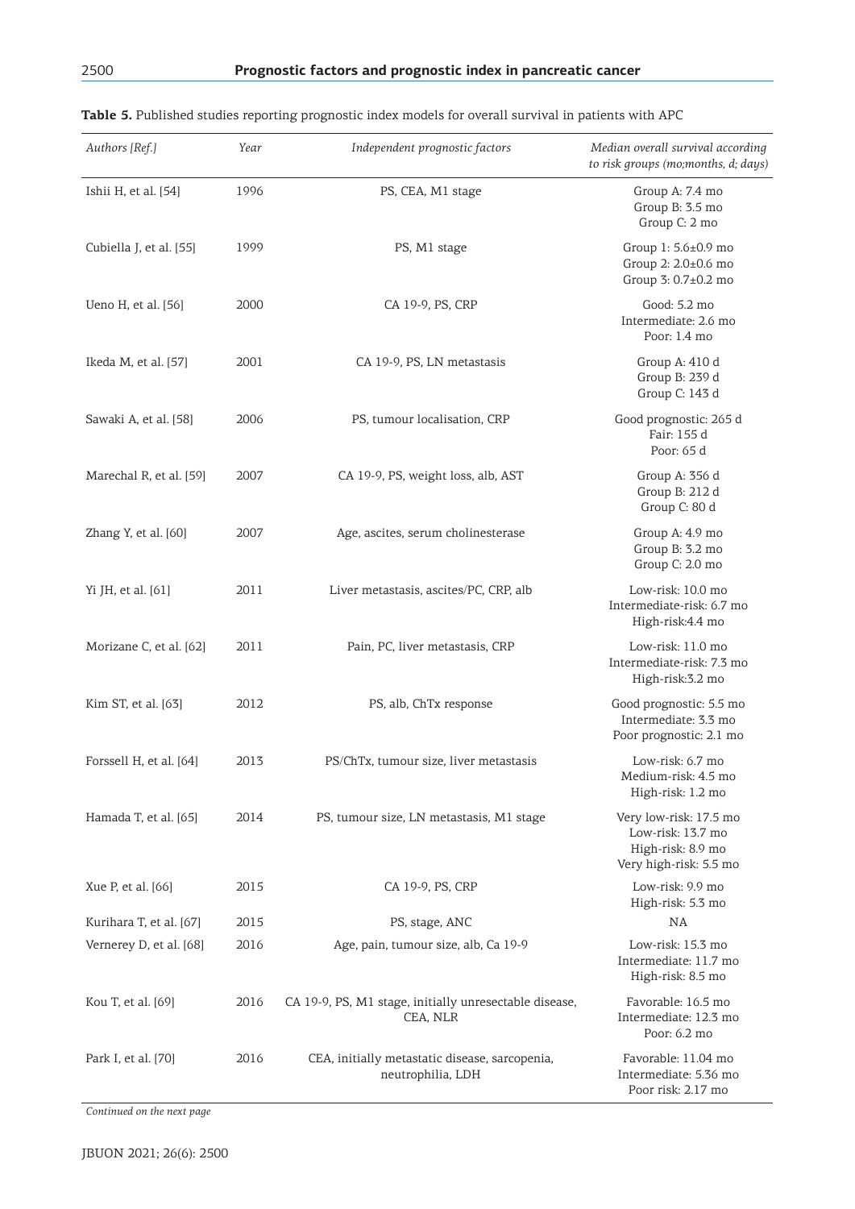**Table 5.** Published studies reporting prognostic index models for overall survival in patients with APC

| *Authors [Ref.]* | *Year* | *Independent prognostic factors* | *Median overall survival according to risk groups (mo;months, d; days)* |
|---|---|---|---|
| Ishii H, et al. [54] | 1996 | PS, CEA, M1 stage | Group A: 7.4 mo<br>Group B: 3.5 mo<br>Group C: 2 mo |
| Cubiella J, et al. [55] | 1999 | PS, M1 stage | Group 1: 5.6±0.9 mo<br>Group 2: 2.0±0.6 mo<br>Group 3: 0.7±0.2 mo |
| Ueno H, et al. [56] | 2000 | CA 19-9, PS, CRP | Good: 5.2 mo<br>Intermediate: 2.6 mo<br>Poor: 1.4 mo |
| Ikeda M, et al. [57] | 2001 | CA 19-9, PS, LN metastasis | Group A: 410 d<br>Group B: 239 d<br>Group C: 143 d |
| Sawaki A, et al. [58] | 2006 | PS, tumour localisation, CRP | Good prognostic: 265 d<br>Fair: 155 d<br>Poor: 65 d |
| Marechal R, et al. [59] | 2007 | CA 19-9, PS, weight loss, alb, AST | Group A: 356 d<br>Group B: 212 d<br>Group C: 80 d |
| Zhang Y, et al. [60] | 2007 | Age, ascites, serum cholinesterase | Group A: 4.9 mo<br>Group B: 3.2 mo<br>Group C: 2.0 mo |
| Yi JH, et al. [61] | 2011 | Liver metastasis, ascites/PC, CRP, alb | Low-risk: 10.0 mo<br>Intermediate-risk: 6.7 mo<br>High-risk:4.4 mo |
| Morizane C, et al. [62] | 2011 | Pain, PC, liver metastasis, CRP | Low-risk: 11.0 mo<br>Intermediate-risk: 7.3 mo<br>High-risk:3.2 mo |
| Kim ST, et al. [63] | 2012 | PS, alb, ChTx response | Good prognostic: 5.5 mo<br>Intermediate: 3.3 mo<br>Poor prognostic: 2.1 mo |
| Forssell H, et al. [64] | 2013 | PS/ChTx, tumour size, liver metastasis | Low-risk: 6.7 mo<br>Medium-risk: 4.5 mo<br>High-risk: 1.2 mo |
| Hamada T, et al. [65] | 2014 | PS, tumour size, LN metastasis, M1 stage | Very low-risk: 17.5 mo<br>Low-risk: 13.7 mo<br>High-risk: 8.9 mo<br>Very high-risk: 5.5 mo |
| Xue P, et al. [66] | 2015 | CA 19-9, PS, CRP | Low-risk: 9.9 mo<br>High-risk: 5.3 mo |
| Kurihara T, et al. [67] | 2015 | PS, stage, ANC | NA |
| Vernerey D, et al. [68] | 2016 | Age, pain, tumour size, alb, Ca 19-9 | Low-risk: 15.3 mo<br>Intermediate: 11.7 mo<br>High-risk: 8.5 mo |
| Kou T, et al. [69] | 2016 | CA 19-9, PS, M1 stage, initially unresectable disease, CEA, NLR | Favorable: 16.5 mo<br>Intermediate: 12.3 mo<br>Poor: 6.2 mo |
| Park I, et al. [70] | 2016 | CEA, initially metastatic disease, sarcopenia, neutrophilia, LDH | Favorable: 11.04 mo<br>Intermediate: 5.36 mo<br>Poor risk: 2.17 mo |

*Continued on the next page*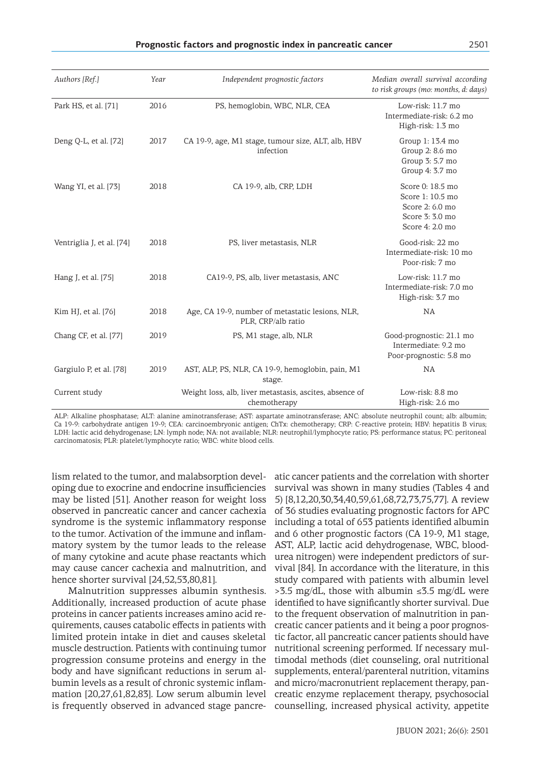| *Authors [Ref.]* | *Year* | *Independent prognostic factors* | *Median overall survival according to risk groups (mo: months, d: days)* |
|---|---|---|---|
| Park HS, et al. [71] | 2016 | PS, hemoglobin, WBC, NLR, CEA | Low-risk: 11.7 mo<br>Intermediate-risk: 6.2 mo<br>High-risk: 1.3 mo |
| Deng Q-L, et al. [72] | 2017 | CA 19-9, age, M1 stage, tumour size, ALT, alb, HBV infection | Group 1: 13.4 mo<br>Group 2: 8.6 mo<br>Group 3: 5.7 mo<br>Group 4: 3.7 mo |
| Wang YI, et al. [73] | 2018 | CA 19-9, alb, CRP, LDH | Score 0: 18.5 mo<br>Score 1: 10.5 mo<br>Score 2: 6.0 mo<br>Score 3: 3.0 mo<br>Score 4: 2.0 mo |
| Ventriglia J, et al. [74] | 2018 | PS, liver metastasis, NLR | Good-risk: 22 mo<br>Intermediate-risk: 10 mo<br>Poor-risk: 7 mo |
| Hang J, et al. [75] | 2018 | CA19-9, PS, alb, liver metastasis, ANC | Low-risk: 11.7 mo<br>Intermediate-risk: 7.0 mo<br>High-risk: 3.7 mo |
| Kim HJ, et al. [76] | 2018 | Age, CA 19-9, number of metastatic lesions, NLR, PLR, CRP/alb ratio | NA |
| Chang CF, et al. [77] | 2019 | PS, M1 stage, alb, NLR | Good-prognostic: 21.1 mo<br>Intermediate: 9.2 mo<br>Poor-prognostic: 5.8 mo |
| Gargiulo P, et al. [78] | 2019 | AST, ALP, PS, NLR, CA 19-9, hemoglobin, pain, M1 stage. | NA |
| Current study | | Weight loss, alb, liver metastasis, ascites, absence of chemotherapy | Low-risk: 8.8 mo<br>High-risk: 2.6 mo |

ALP: Alkaline phosphatase; ALT: alanine aminotransferase; AST: aspartate aminotransferase; ANC: absolute neutrophil count; alb: albumin; Ca 19-9: carbohydrate antigen 19-9; CEA: carcinoembryonic antigen; ChTx: chemotherapy; CRP: C-reactive protein; HBV: hepatitis B virus; LDH: lactic acid dehydrogenase; LN: lymph node; NA: not available; NLR: neutrophil/lymphocyte ratio; PS: performance status; PC: peritoneal carcinomatosis; PLR: platelet/lymphocyte ratio; WBC: white blood cells.

lism related to the tumor, and malabsorption developing due to exocrine and endocrine insufficiencies may be listed [51]. Another reason for weight loss observed in pancreatic cancer and cancer cachexia syndrome is the systemic inflammatory response to the tumor. Activation of the immune and inflammatory system by the tumor leads to the release of many cytokine and acute phase reactants which may cause cancer cachexia and malnutrition, and hence shorter survival [24,52,53,80,81].

Malnutrition suppresses albumin synthesis. Additionally, increased production of acute phase proteins in cancer patients increases amino acid requirements, causes catabolic effects in patients with limited protein intake in diet and causes skeletal muscle destruction. Patients with continuing tumor progression consume proteins and energy in the body and have significant reductions in serum albumin levels as a result of chronic systemic inflammation [20,27,61,82,83]. Low serum albumin level is frequently observed in advanced stage pancreatic cancer patients and the correlation with shorter survival was shown in many studies (Tables 4 and 5) [8,12,20,30,34,40,59,61,68,72,73,75,77]. A review of 36 studies evaluating prognostic factors for APC including a total of 653 patients identified albumin and 6 other prognostic factors (CA 19-9, M1 stage, AST, ALP, lactic acid dehydrogenase, WBC, blood-urea nitrogen) were independent predictors of survival [84]. In accordance with the literature, in this study compared with patients with albumin level >3.5 mg/dL, those with albumin ≤3.5 mg/dL were identified to have significantly shorter survival. Due to the frequent observation of malnutrition in pancreatic cancer patients and it being a poor prognostic factor, all pancreatic cancer patients should have nutritional screening performed. If necessary multimodal methods (diet counseling, oral nutritional supplements, enteral/parenteral nutrition, vitamins and micro/macronutrient replacement therapy, pancreatic enzyme replacement therapy, psychosocial counselling, increased physical activity, appetite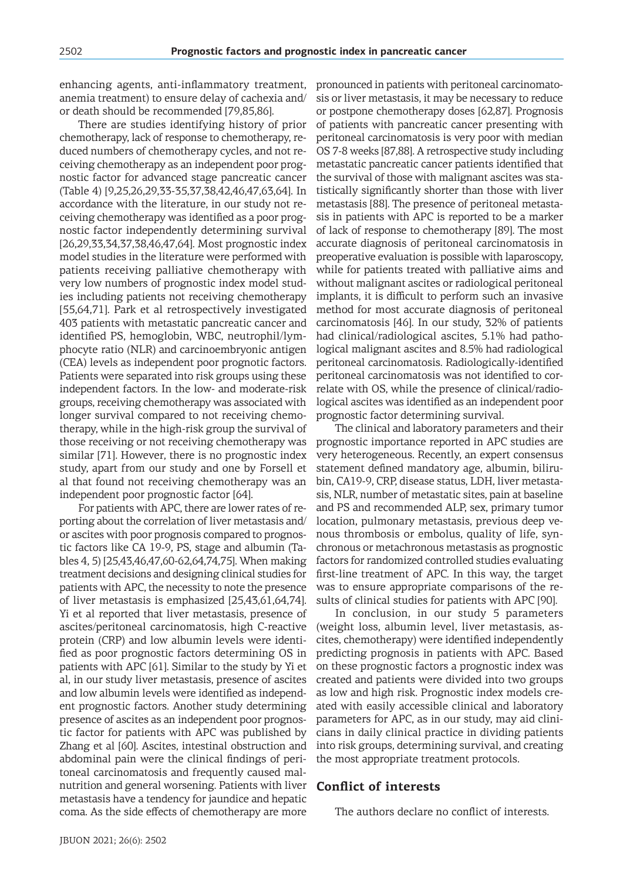enhancing agents, anti-inflammatory treatment, anemia treatment) to ensure delay of cachexia and/ or death should be recommended [79,85,86].

There are studies identifying history of prior chemotherapy, lack of response to chemotherapy, reduced numbers of chemotherapy cycles, and not receiving chemotherapy as an independent poor prognostic factor for advanced stage pancreatic cancer (Table 4) [9,25,26,29,33-35,37,38,42,46,47,63,64]. In accordance with the literature, in our study not receiving chemotherapy was identified as a poor prognostic factor independently determining survival [26,29,33,34,37,38,46,47,64]. Most prognostic index model studies in the literature were performed with patients receiving palliative chemotherapy with very low numbers of prognostic index model studies including patients not receiving chemotherapy [55,64,71]. Park et al retrospectively investigated 403 patients with metastatic pancreatic cancer and identified PS, hemoglobin, WBC, neutrophil/lymphocyte ratio (NLR) and carcinoembryonic antigen (CEA) levels as independent poor prognotic factors. Patients were separated into risk groups using these independent factors. In the low- and moderate-risk groups, receiving chemotherapy was associated with longer survival compared to not receiving chemotherapy, while in the high-risk group the survival of those receiving or not receiving chemotherapy was similar [71]. However, there is no prognostic index study, apart from our study and one by Forsell et al that found not receiving chemotherapy was an independent poor prognostic factor [64].

For patients with APC, there are lower rates of reporting about the correlation of liver metastasis and/ or ascites with poor prognosis compared to prognostic factors like CA 19-9, PS, stage and albumin (Tables 4, 5) [25,43,46,47,60-62,64,74,75]. When making treatment decisions and designing clinical studies for patients with APC, the necessity to note the presence of liver metastasis is emphasized [25,43,61,64,74]. Yi et al reported that liver metastasis, presence of ascites/peritoneal carcinomatosis, high C-reactive protein (CRP) and low albumin levels were identified as poor prognostic factors determining OS in patients with APC [61]. Similar to the study by Yi et al, in our study liver metastasis, presence of ascites and low albumin levels were identified as independent prognostic factors. Another study determining presence of ascites as an independent poor prognostic factor for patients with APC was published by Zhang et al [60]. Ascites, intestinal obstruction and abdominal pain were the clinical findings of peritoneal carcinomatosis and frequently caused malnutrition and general worsening. Patients with liver metastasis have a tendency for jaundice and hepatic coma. As the side effects of chemotherapy are more pronounced in patients with peritoneal carcinomatosis or liver metastasis, it may be necessary to reduce or postpone chemotherapy doses [62,87]. Prognosis of patients with pancreatic cancer presenting with peritoneal carcinomatosis is very poor with median OS 7-8 weeks [87,88]. A retrospective study including metastatic pancreatic cancer patients identified that the survival of those with malignant ascites was statistically significantly shorter than those with liver metastasis [88]. The presence of peritoneal metastasis in patients with APC is reported to be a marker of lack of response to chemotherapy [89]. The most accurate diagnosis of peritoneal carcinomatosis in preoperative evaluation is possible with laparoscopy, while for patients treated with palliative aims and without malignant ascites or radiological peritoneal implants, it is difficult to perform such an invasive method for most accurate diagnosis of peritoneal carcinomatosis [46]. In our study, 32% of patients had clinical/radiological ascites, 5.1% had pathological malignant ascites and 8.5% had radiological peritoneal carcinomatosis. Radiologically-identified peritoneal carcinomatosis was not identified to correlate with OS, while the presence of clinical/radiological ascites was identified as an independent poor prognostic factor determining survival.

The clinical and laboratory parameters and their prognostic importance reported in APC studies are very heterogeneous. Recently, an expert consensus statement defined mandatory age, albumin, bilirubin, CA19-9, CRP, disease status, LDH, liver metastasis, NLR, number of metastatic sites, pain at baseline and PS and recommended ALP, sex, primary tumor location, pulmonary metastasis, previous deep venous thrombosis or embolus, quality of life, synchronous or metachronous metastasis as prognostic factors for randomized controlled studies evaluating first-line treatment of APC. In this way, the target was to ensure appropriate comparisons of the results of clinical studies for patients with APC [90].

In conclusion, in our study 5 parameters (weight loss, albumin level, liver metastasis, ascites, chemotherapy) were identified independently predicting prognosis in patients with APC. Based on these prognostic factors a prognostic index was created and patients were divided into two groups as low and high risk. Prognostic index models created with easily accessible clinical and laboratory parameters for APC, as in our study, may aid clinicians in daily clinical practice in dividing patients into risk groups, determining survival, and creating the most appropriate treatment protocols.

## Conflict of interests

The authors declare no conflict of interests.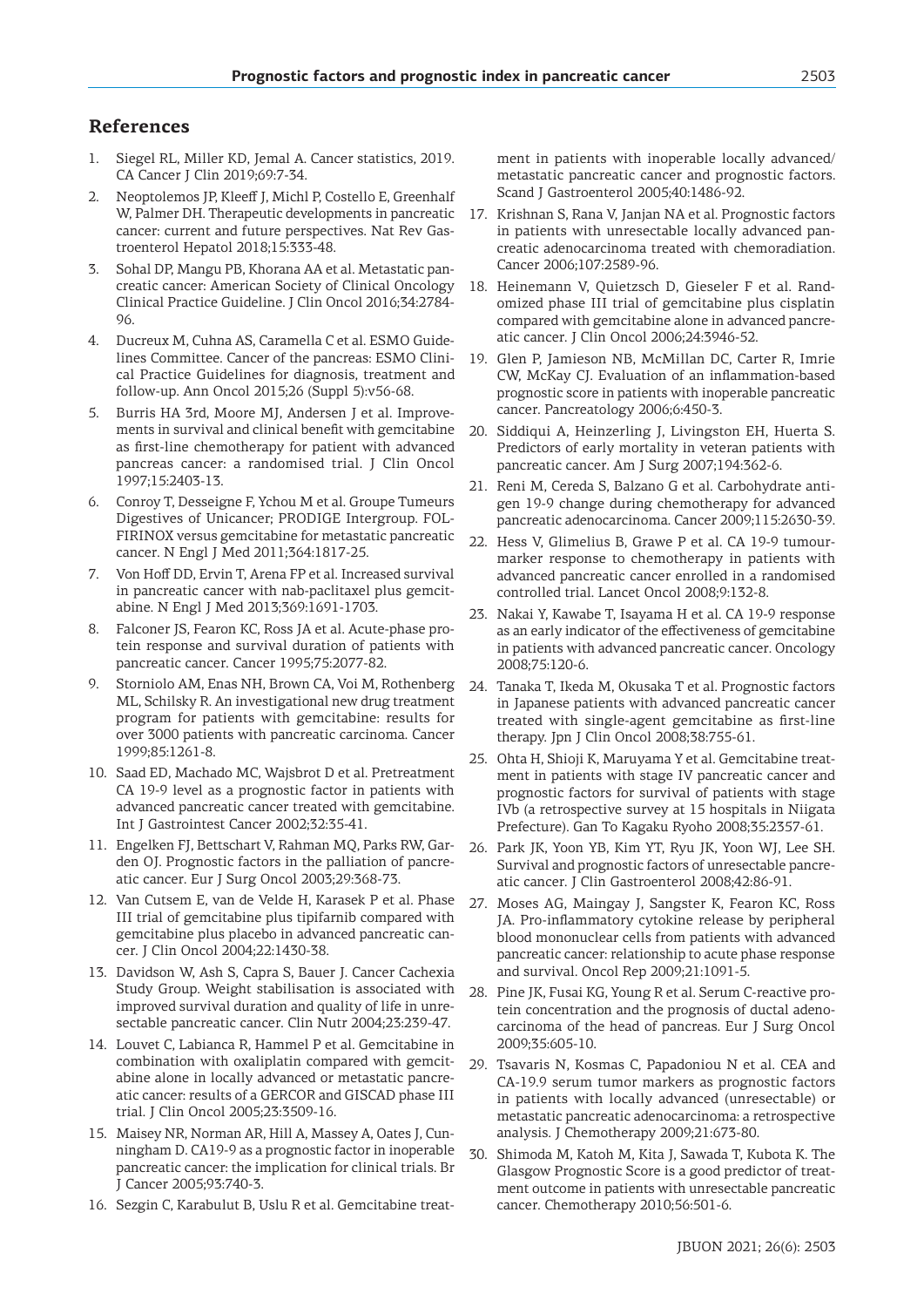## References

1. Siegel RL, Miller KD, Jemal A. Cancer statistics, 2019. CA Cancer J Clin 2019;69:7-34.
2. Neoptolemos JP, Kleeff J, Michl P, Costello E, Greenhalf W, Palmer DH. Therapeutic developments in pancreatic cancer: current and future perspectives. Nat Rev Gastroenterol Hepatol 2018;15:333-48.
3. Sohal DP, Mangu PB, Khorana AA et al. Metastatic pancreatic cancer: American Society of Clinical Oncology Clinical Practice Guideline. J Clin Oncol 2016;34:2784-96.
4. Ducreux M, Cuhna AS, Caramella C et al. ESMO Guidelines Committee. Cancer of the pancreas: ESMO Clinical Practice Guidelines for diagnosis, treatment and follow-up. Ann Oncol 2015;26 (Suppl 5):v56-68.
5. Burris HA 3rd, Moore MJ, Andersen J et al. Improvements in survival and clinical benefit with gemcitabine as first-line chemotherapy for patient with advanced pancreas cancer: a randomised trial. J Clin Oncol 1997;15:2403-13.
6. Conroy T, Desseigne F, Ychou M et al. Groupe Tumeurs Digestives of Unicancer; PRODIGE Intergroup. FOLFIRINOX versus gemcitabine for metastatic pancreatic cancer. N Engl J Med 2011;364:1817-25.
7. Von Hoff DD, Ervin T, Arena FP et al. Increased survival in pancreatic cancer with nab-paclitaxel plus gemcitabine. N Engl J Med 2013;369:1691-1703.
8. Falconer JS, Fearon KC, Ross JA et al. Acute-phase protein response and survival duration of patients with pancreatic cancer. Cancer 1995;75:2077-82.
9. Storniolo AM, Enas NH, Brown CA, Voi M, Rothenberg ML, Schilsky R. An investigational new drug treatment program for patients with gemcitabine: results for over 3000 patients with pancreatic carcinoma. Cancer 1999;85:1261-8.
10. Saad ED, Machado MC, Wajsbrot D et al. Pretreatment CA 19-9 level as a prognostic factor in patients with advanced pancreatic cancer treated with gemcitabine. Int J Gastrointest Cancer 2002;32:35-41.
11. Engelken FJ, Bettschart V, Rahman MQ, Parks RW, Garden OJ. Prognostic factors in the palliation of pancreatic cancer. Eur J Surg Oncol 2003;29:368-73.
12. Van Cutsem E, van de Velde H, Karasek P et al. Phase III trial of gemcitabine plus tipifarnib compared with gemcitabine plus placebo in advanced pancreatic cancer. J Clin Oncol 2004;22:1430-38.
13. Davidson W, Ash S, Capra S, Bauer J. Cancer Cachexia Study Group. Weight stabilisation is associated with improved survival duration and quality of life in unresectable pancreatic cancer. Clin Nutr 2004;23:239-47.
14. Louvet C, Labianca R, Hammel P et al. Gemcitabine in combination with oxaliplatin compared with gemcitabine alone in locally advanced or metastatic pancreatic cancer: results of a GERCOR and GISCAD phase III trial. J Clin Oncol 2005;23:3509-16.
15. Maisey NR, Norman AR, Hill A, Massey A, Oates J, Cunningham D. CA19-9 as a prognostic factor in inoperable pancreatic cancer: the implication for clinical trials. Br J Cancer 2005;93:740-3.
16. Sezgin C, Karabulut B, Uslu R et al. Gemcitabine treatment in patients with inoperable locally advanced/metastatic pancreatic cancer and prognostic factors. Scand J Gastroenterol 2005;40:1486-92.
17. Krishnan S, Rana V, Janjan NA et al. Prognostic factors in patients with unresectable locally advanced pancreatic adenocarcinoma treated with chemoradiation. Cancer 2006;107:2589-96.
18. Heinemann V, Quietzsch D, Gieseler F et al. Randomized phase III trial of gemcitabine plus cisplatin compared with gemcitabine alone in advanced pancreatic cancer. J Clin Oncol 2006;24:3946-52.
19. Glen P, Jamieson NB, McMillan DC, Carter R, Imrie CW, McKay CJ. Evaluation of an inflammation-based prognostic score in patients with inoperable pancreatic cancer. Pancreatology 2006;6:450-3.
20. Siddiqui A, Heinzerling J, Livingston EH, Huerta S. Predictors of early mortality in veteran patients with pancreatic cancer. Am J Surg 2007;194:362-6.
21. Reni M, Cereda S, Balzano G et al. Carbohydrate antigen 19-9 change during chemotherapy for advanced pancreatic adenocarcinoma. Cancer 2009;115:2630-39.
22. Hess V, Glimelius B, Grawe P et al. CA 19-9 tumour-marker response to chemotherapy in patients with advanced pancreatic cancer enrolled in a randomised controlled trial. Lancet Oncol 2008;9:132-8.
23. Nakai Y, Kawabe T, Isayama H et al. CA 19-9 response as an early indicator of the effectiveness of gemcitabine in patients with advanced pancreatic cancer. Oncology 2008;75:120-6.
24. Tanaka T, Ikeda M, Okusaka T et al. Prognostic factors in Japanese patients with advanced pancreatic cancer treated with single-agent gemcitabine as first-line therapy. Jpn J Clin Oncol 2008;38:755-61.
25. Ohta H, Shioji K, Maruyama Y et al. Gemcitabine treatment in patients with stage IV pancreatic cancer and prognostic factors for survival of patients with stage IVb (a retrospective survey at 15 hospitals in Niigata Prefecture). Gan To Kagaku Ryoho 2008;35:2357-61.
26. Park JK, Yoon YB, Kim YT, Ryu JK, Yoon WJ, Lee SH. Survival and prognostic factors of unresectable pancreatic cancer. J Clin Gastroenterol 2008;42:86-91.
27. Moses AG, Maingay J, Sangster K, Fearon KC, Ross JA. Pro-inflammatory cytokine release by peripheral blood mononuclear cells from patients with advanced pancreatic cancer: relationship to acute phase response and survival. Oncol Rep 2009;21:1091-5.
28. Pine JK, Fusai KG, Young R et al. Serum C-reactive protein concentration and the prognosis of ductal adenocarcinoma of the head of pancreas. Eur J Surg Oncol 2009;35:605-10.
29. Tsavaris N, Kosmas C, Papadoniou N et al. CEA and CA-19.9 serum tumor markers as prognostic factors in patients with locally advanced (unresectable) or metastatic pancreatic adenocarcinoma: a retrospective analysis. J Chemotherapy 2009;21:673-80.
30. Shimoda M, Katoh M, Kita J, Sawada T, Kubota K. The Glasgow Prognostic Score is a good predictor of treatment outcome in patients with unresectable pancreatic cancer. Chemotherapy 2010;56:501-6.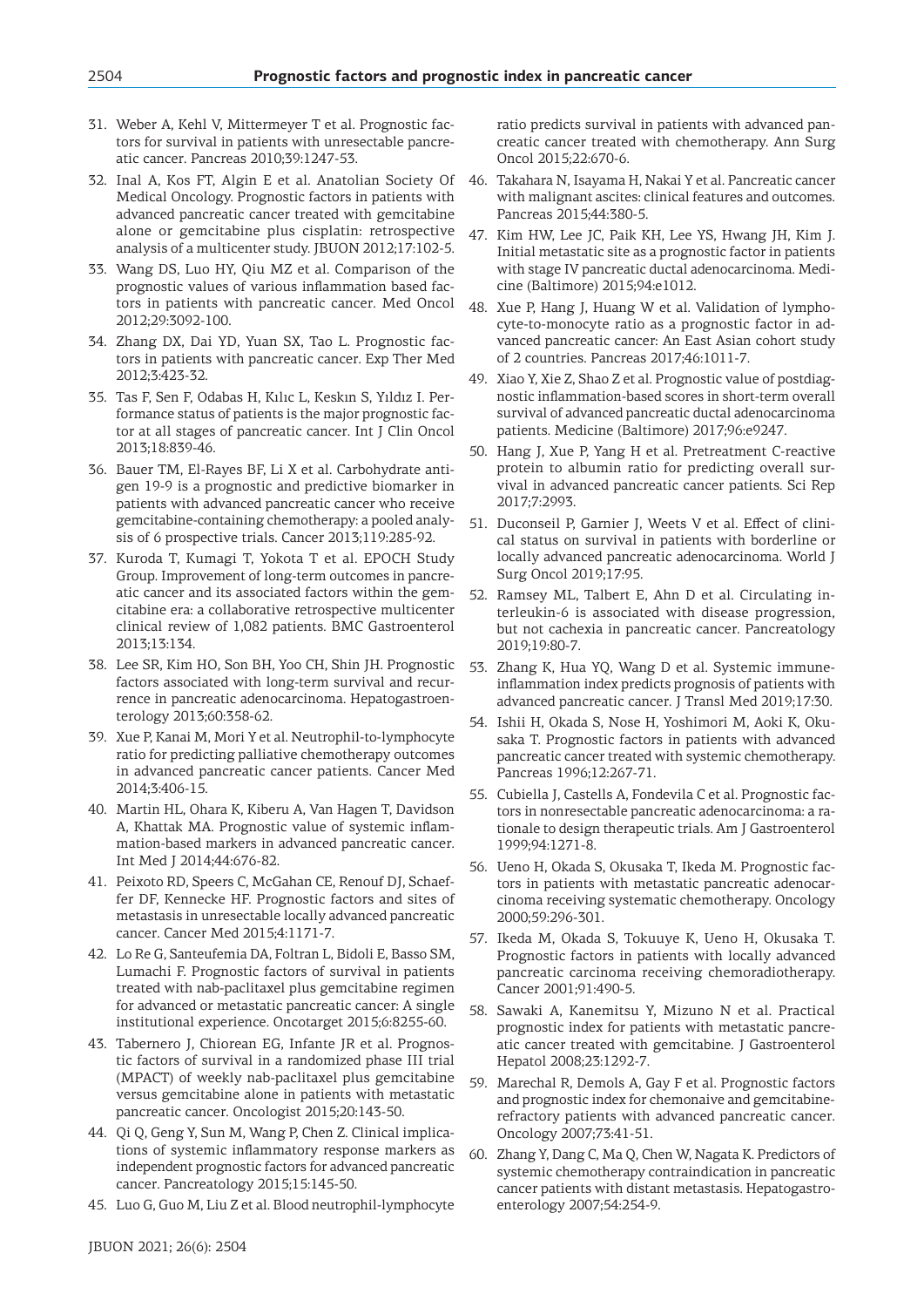31. Weber A, Kehl V, Mittermeyer T et al. Prognostic factors for survival in patients with unresectable pancreatic cancer. Pancreas 2010;39:1247-53.
32. Inal A, Kos FT, Algin E et al. Anatolian Society Of Medical Oncology. Prognostic factors in patients with advanced pancreatic cancer treated with gemcitabine alone or gemcitabine plus cisplatin: retrospective analysis of a multicenter study. JBUON 2012;17:102-5.
33. Wang DS, Luo HY, Qiu MZ et al. Comparison of the prognostic values of various inflammation based factors in patients with pancreatic cancer. Med Oncol 2012;29:3092-100.
34. Zhang DX, Dai YD, Yuan SX, Tao L. Prognostic factors in patients with pancreatic cancer. Exp Ther Med 2012;3:423-32.
35. Tas F, Sen F, Odabas H, Kılıc L, Keskın S, Yıldız I. Performance status of patients is the major prognostic factor at all stages of pancreatic cancer. Int J Clin Oncol 2013;18:839-46.
36. Bauer TM, El-Rayes BF, Li X et al. Carbohydrate antigen 19-9 is a prognostic and predictive biomarker in patients with advanced pancreatic cancer who receive gemcitabine-containing chemotherapy: a pooled analysis of 6 prospective trials. Cancer 2013;119:285-92.
37. Kuroda T, Kumagi T, Yokota T et al. EPOCH Study Group. Improvement of long-term outcomes in pancreatic cancer and its associated factors within the gemcitabine era: a collaborative retrospective multicenter clinical review of 1,082 patients. BMC Gastroenterol 2013;13:134.
38. Lee SR, Kim HO, Son BH, Yoo CH, Shin JH. Prognostic factors associated with long-term survival and recurrence in pancreatic adenocarcinoma. Hepatogastroenterology 2013;60:358-62.
39. Xue P, Kanai M, Mori Y et al. Neutrophil-to-lymphocyte ratio for predicting palliative chemotherapy outcomes in advanced pancreatic cancer patients. Cancer Med 2014;3:406-15.
40. Martin HL, Ohara K, Kiberu A, Van Hagen T, Davidson A, Khattak MA. Prognostic value of systemic inflammation-based markers in advanced pancreatic cancer. Int Med J 2014;44:676-82.
41. Peixoto RD, Speers C, McGahan CE, Renouf DJ, Schaeffer DF, Kennecke HF. Prognostic factors and sites of metastasis in unresectable locally advanced pancreatic cancer. Cancer Med 2015;4:1171-7.
42. Lo Re G, Santeufemia DA, Foltran L, Bidoli E, Basso SM, Lumachi F. Prognostic factors of survival in patients treated with nab-paclitaxel plus gemcitabine regimen for advanced or metastatic pancreatic cancer: A single institutional experience. Oncotarget 2015;6:8255-60.
43. Tabernero J, Chiorean EG, Infante JR et al. Prognostic factors of survival in a randomized phase III trial (MPACT) of weekly nab-paclitaxel plus gemcitabine versus gemcitabine alone in patients with metastatic pancreatic cancer. Oncologist 2015;20:143-50.
44. Qi Q, Geng Y, Sun M, Wang P, Chen Z. Clinical implications of systemic inflammatory response markers as independent prognostic factors for advanced pancreatic cancer. Pancreatology 2015;15:145-50.
45. Luo G, Guo M, Liu Z et al. Blood neutrophil-lymphocyte ratio predicts survival in patients with advanced pancreatic cancer treated with chemotherapy. Ann Surg Oncol 2015;22:670-6.
46. Takahara N, Isayama H, Nakai Y et al. Pancreatic cancer with malignant ascites: clinical features and outcomes. Pancreas 2015;44:380-5.
47. Kim HW, Lee JC, Paik KH, Lee YS, Hwang JH, Kim J. Initial metastatic site as a prognostic factor in patients with stage IV pancreatic ductal adenocarcinoma. Medicine (Baltimore) 2015;94:e1012.
48. Xue P, Hang J, Huang W et al. Validation of lymphocyte-to-monocyte ratio as a prognostic factor in advanced pancreatic cancer: An East Asian cohort study of 2 countries. Pancreas 2017;46:1011-7.
49. Xiao Y, Xie Z, Shao Z et al. Prognostic value of postdiagnostic inflammation-based scores in short-term overall survival of advanced pancreatic ductal adenocarcinoma patients. Medicine (Baltimore) 2017;96:e9247.
50. Hang J, Xue P, Yang H et al. Pretreatment C-reactive protein to albumin ratio for predicting overall survival in advanced pancreatic cancer patients. Sci Rep 2017;7:2993.
51. Duconseil P, Garnier J, Weets V et al. Effect of clinical status on survival in patients with borderline or locally advanced pancreatic adenocarcinoma. World J Surg Oncol 2019;17:95.
52. Ramsey ML, Talbert E, Ahn D et al. Circulating interleukin-6 is associated with disease progression, but not cachexia in pancreatic cancer. Pancreatology 2019;19:80-7.
53. Zhang K, Hua YQ, Wang D et al. Systemic immune-inflammation index predicts prognosis of patients with advanced pancreatic cancer. J Transl Med 2019;17:30.
54. Ishii H, Okada S, Nose H, Yoshimori M, Aoki K, Okusaka T. Prognostic factors in patients with advanced pancreatic cancer treated with systemic chemotherapy. Pancreas 1996;12:267-71.
55. Cubiella J, Castells A, Fondevila C et al. Prognostic factors in nonresectable pancreatic adenocarcinoma: a rationale to design therapeutic trials. Am J Gastroenterol 1999;94:1271-8.
56. Ueno H, Okada S, Okusaka T, Ikeda M. Prognostic factors in patients with metastatic pancreatic adenocarcinoma receiving systematic chemotherapy. Oncology 2000;59:296-301.
57. Ikeda M, Okada S, Tokuuye K, Ueno H, Okusaka T. Prognostic factors in patients with locally advanced pancreatic carcinoma receiving chemoradiotherapy. Cancer 2001;91:490-5.
58. Sawaki A, Kanemitsu Y, Mizuno N et al. Practical prognostic index for patients with metastatic pancreatic cancer treated with gemcitabine. J Gastroenterol Hepatol 2008;23:1292-7.
59. Marechal R, Demols A, Gay F et al. Prognostic factors and prognostic index for chemonaive and gemcitabine-refractory patients with advanced pancreatic cancer. Oncology 2007;73:41-51.
60. Zhang Y, Dang C, Ma Q, Chen W, Nagata K. Predictors of systemic chemotherapy contraindication in pancreatic cancer patients with distant metastasis. Hepatogastroenterology 2007;54:254-9.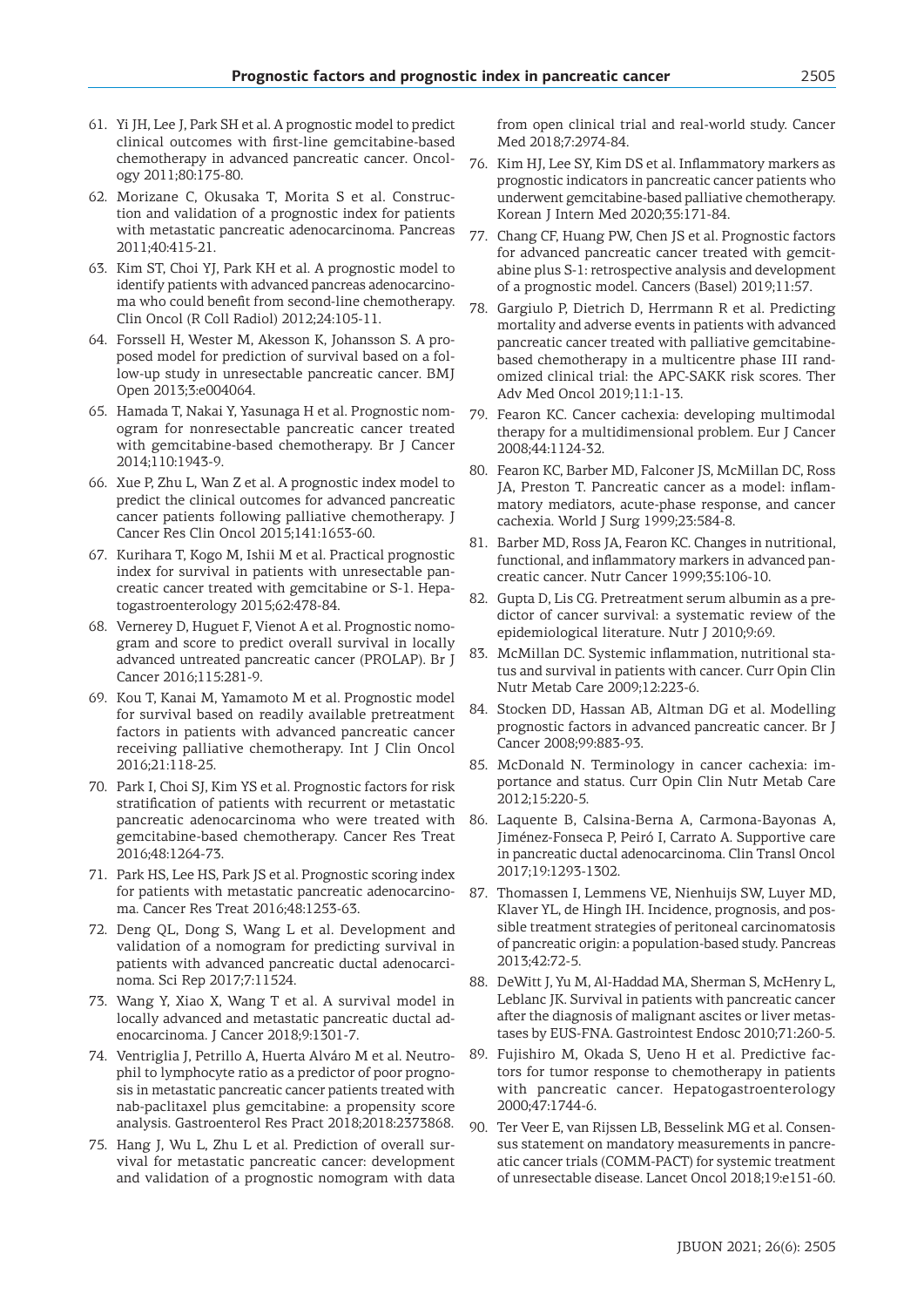61. Yi JH, Lee J, Park SH et al. A prognostic model to predict clinical outcomes with first-line gemcitabine-based chemotherapy in advanced pancreatic cancer. Oncology 2011;80:175-80.
62. Morizane C, Okusaka T, Morita S et al. Construction and validation of a prognostic index for patients with metastatic pancreatic adenocarcinoma. Pancreas 2011;40:415-21.
63. Kim ST, Choi YJ, Park KH et al. A prognostic model to identify patients with advanced pancreas adenocarcinoma who could benefit from second-line chemotherapy. Clin Oncol (R Coll Radiol) 2012;24:105-11.
64. Forssell H, Wester M, Akesson K, Johansson S. A proposed model for prediction of survival based on a follow-up study in unresectable pancreatic cancer. BMJ Open 2013;3:e004064.
65. Hamada T, Nakai Y, Yasunaga H et al. Prognostic nomogram for nonresectable pancreatic cancer treated with gemcitabine-based chemotherapy. Br J Cancer 2014;110:1943-9.
66. Xue P, Zhu L, Wan Z et al. A prognostic index model to predict the clinical outcomes for advanced pancreatic cancer patients following palliative chemotherapy. J Cancer Res Clin Oncol 2015;141:1653-60.
67. Kurihara T, Kogo M, Ishii M et al. Practical prognostic index for survival in patients with unresectable pancreatic cancer treated with gemcitabine or S-1. Hepatogastroenterology 2015;62:478-84.
68. Vernerey D, Huguet F, Vienot A et al. Prognostic nomogram and score to predict overall survival in locally advanced untreated pancreatic cancer (PROLAP). Br J Cancer 2016;115:281-9.
69. Kou T, Kanai M, Yamamoto M et al. Prognostic model for survival based on readily available pretreatment factors in patients with advanced pancreatic cancer receiving palliative chemotherapy. Int J Clin Oncol 2016;21:118-25.
70. Park I, Choi SJ, Kim YS et al. Prognostic factors for risk stratification of patients with recurrent or metastatic pancreatic adenocarcinoma who were treated with gemcitabine-based chemotherapy. Cancer Res Treat 2016;48:1264-73.
71. Park HS, Lee HS, Park JS et al. Prognostic scoring index for patients with metastatic pancreatic adenocarcinoma. Cancer Res Treat 2016;48:1253-63.
72. Deng QL, Dong S, Wang L et al. Development and validation of a nomogram for predicting survival in patients with advanced pancreatic ductal adenocarcinoma. Sci Rep 2017;7:11524.
73. Wang Y, Xiao X, Wang T et al. A survival model in locally advanced and metastatic pancreatic ductal adenocarcinoma. J Cancer 2018;9:1301-7.
74. Ventriglia J, Petrillo A, Huerta Alváro M et al. Neutrophil to lymphocyte ratio as a predictor of poor prognosis in metastatic pancreatic cancer patients treated with nab-paclitaxel plus gemcitabine: a propensity score analysis. Gastroenterol Res Pract 2018;2018:2373868.
75. Hang J, Wu L, Zhu L et al. Prediction of overall survival for metastatic pancreatic cancer: development and validation of a prognostic nomogram with data from open clinical trial and real-world study. Cancer Med 2018;7:2974-84.
76. Kim HJ, Lee SY, Kim DS et al. Inflammatory markers as prognostic indicators in pancreatic cancer patients who underwent gemcitabine-based palliative chemotherapy. Korean J Intern Med 2020;35:171-84.
77. Chang CF, Huang PW, Chen JS et al. Prognostic factors for advanced pancreatic cancer treated with gemcitabine plus S-1: retrospective analysis and development of a prognostic model. Cancers (Basel) 2019;11:57.
78. Gargiulo P, Dietrich D, Herrmann R et al. Predicting mortality and adverse events in patients with advanced pancreatic cancer treated with palliative gemcitabine-based chemotherapy in a multicentre phase III randomized clinical trial: the APC-SAKK risk scores. Ther Adv Med Oncol 2019;11:1-13.
79. Fearon KC. Cancer cachexia: developing multimodal therapy for a multidimensional problem. Eur J Cancer 2008;44:1124-32.
80. Fearon KC, Barber MD, Falconer JS, McMillan DC, Ross JA, Preston T. Pancreatic cancer as a model: inflammatory mediators, acute-phase response, and cancer cachexia. World J Surg 1999;23:584-8.
81. Barber MD, Ross JA, Fearon KC. Changes in nutritional, functional, and inflammatory markers in advanced pancreatic cancer. Nutr Cancer 1999;35:106-10.
82. Gupta D, Lis CG. Pretreatment serum albumin as a predictor of cancer survival: a systematic review of the epidemiological literature. Nutr J 2010;9:69.
83. McMillan DC. Systemic inflammation, nutritional status and survival in patients with cancer. Curr Opin Clin Nutr Metab Care 2009;12:223-6.
84. Stocken DD, Hassan AB, Altman DG et al. Modelling prognostic factors in advanced pancreatic cancer. Br J Cancer 2008;99:883-93.
85. McDonald N. Terminology in cancer cachexia: importance and status. Curr Opin Clin Nutr Metab Care 2012;15:220-5.
86. Laquente B, Calsina-Berna A, Carmona-Bayonas A, Jiménez-Fonseca P, Peiró I, Carrato A. Supportive care in pancreatic ductal adenocarcinoma. Clin Transl Oncol 2017;19:1293-1302.
87. Thomassen I, Lemmens VE, Nienhuijs SW, Luyer MD, Klaver YL, de Hingh IH. Incidence, prognosis, and possible treatment strategies of peritoneal carcinomatosis of pancreatic origin: a population-based study. Pancreas 2013;42:72-5.
88. DeWitt J, Yu M, Al-Haddad MA, Sherman S, McHenry L, Leblanc JK. Survival in patients with pancreatic cancer after the diagnosis of malignant ascites or liver metastases by EUS-FNA. Gastrointest Endosc 2010;71:260-5.
89. Fujishiro M, Okada S, Ueno H et al. Predictive factors for tumor response to chemotherapy in patients with pancreatic cancer. Hepatogastroenterology 2000;47:1744-6.
90. Ter Veer E, van Rijssen LB, Besselink MG et al. Consensus statement on mandatory measurements in pancreatic cancer trials (COMM-PACT) for systemic treatment of unresectable disease. Lancet Oncol 2018;19:e151-60.